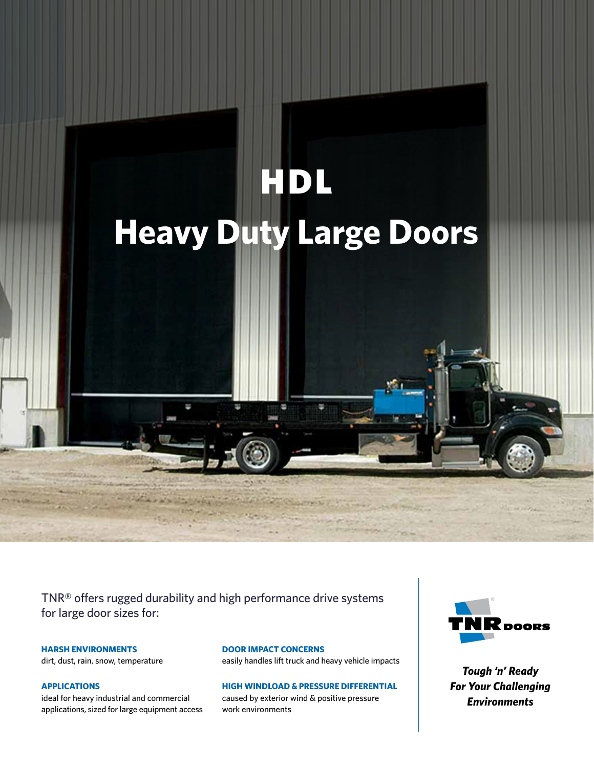# HDL

# Heavy Duty Large Doors

TNR® offers rugged durability and high performance drive systems for large door sizes for:

**HARSH ENVIRONMENTS**
dirt, dust, rain, snow, temperature

**APPLICATIONS**
ideal for heavy industrial and commercial applications, sized for large equipment access

**DOOR IMPACT CONCERNS**
easily handles lift truck and heavy vehicle impacts

**HIGH WINDLOAD & PRESSURE DIFFERENTIAL**
caused by exterior wind & positive pressure work environments

TNR® DOORS

***Tough 'n' Ready For Your Challenging Environments***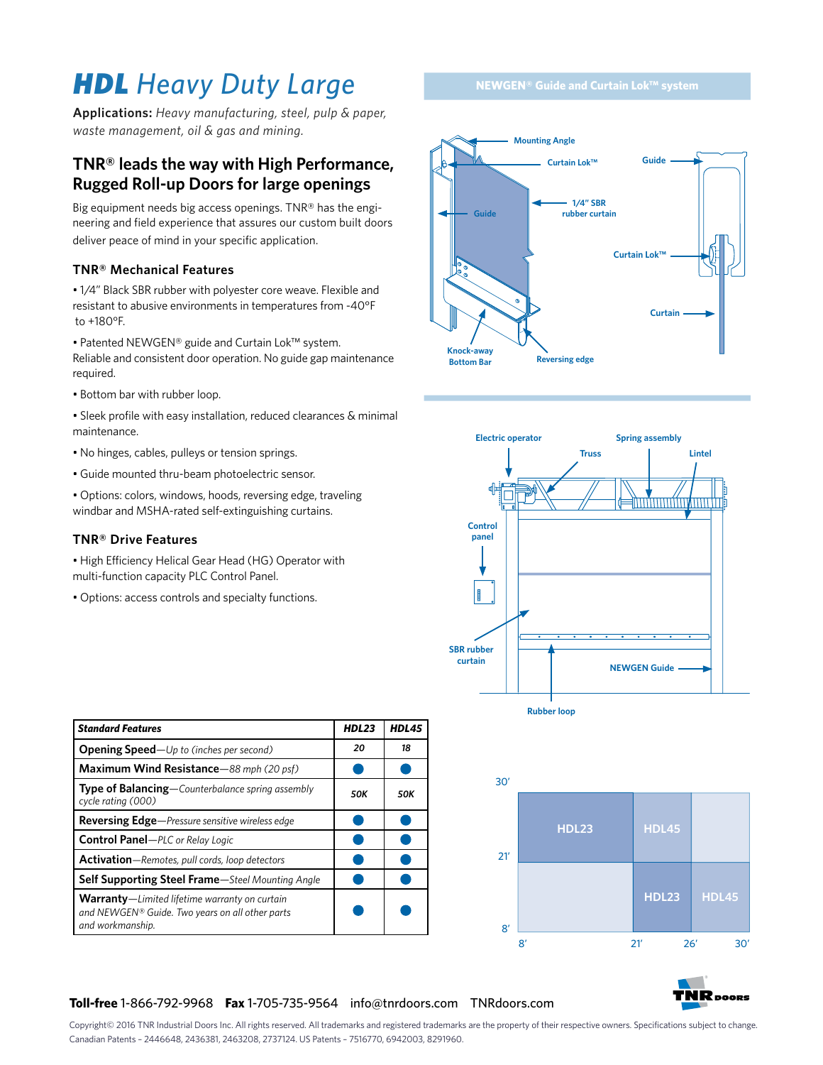# ***HDL*** *Heavy Duty Large*

**Applications:** *Heavy manufacturing, steel, pulp & paper, waste management, oil & gas and mining.*

## TNR® leads the way with High Performance, Rugged Roll-up Doors for large openings

Big equipment needs big access openings. TNR® has the engineering and field experience that assures our custom built doors deliver peace of mind in your specific application.

### TNR® Mechanical Features

- 1/4" Black SBR rubber with polyester core weave. Flexible and resistant to abusive environments in temperatures from -40°F to +180°F.
- Patented NEWGEN® guide and Curtain Lok™ system. Reliable and consistent door operation. No guide gap maintenance required.
- Bottom bar with rubber loop.
- Sleek profile with easy installation, reduced clearances & minimal maintenance.
- No hinges, cables, pulleys or tension springs.
- Guide mounted thru-beam photoelectric sensor.
- Options: colors, windows, hoods, reversing edge, traveling windbar and MSHA-rated self-extinguishing curtains.

### TNR® Drive Features

- High Efficiency Helical Gear Head (HG) Operator with multi-function capacity PLC Control Panel.
- Options: access controls and specialty functions.

NEWGEN® Guide and Curtain Lok™ system

Mounting Angle
Curtain Lok™
Guide
1/4" SBR rubber curtain
Guide
Curtain Lok™
Curtain
Knock-away Bottom Bar
Reversing edge

Electric operator
Truss
Spring assembly
Lintel
Control panel
SBR rubber curtain
NEWGEN Guide
Rubber loop

| ***Standard Features*** | ***HDL23*** | ***HDL45*** |
|---|---|---|
| **Opening Speed**—*Up to (inches per second)* | ***20*** | ***18*** |
| **Maximum Wind Resistance**—*88 mph (20 psf)* | ● | ● |
| **Type of Balancing**—*Counterbalance spring assembly cycle rating (000)* | ***50K*** | ***50K*** |
| **Reversing Edge**—*Pressure sensitive wireless edge* | ● | ● |
| **Control Panel**—*PLC or Relay Logic* | ● | ● |
| **Activation**—*Remotes, pull cords, loop detectors* | ● | ● |
| **Self Supporting Steel Frame**—*Steel Mounting Angle* | ● | ● |
| **Warranty**—*Limited lifetime warranty on curtain and NEWGEN® Guide. Two years on all other parts and workmanship.* | ● | ● |

30'
21'
8'
HDL23
HDL45
HDL23
HDL45
8'
21'
26'
30'

**Toll-free** 1-866-792-9968 **Fax** 1-705-735-9564 info@tnrdoors.com TNRdoors.com

Copyright© 2016 TNR Industrial Doors Inc. All rights reserved. All trademarks and registered trademarks are the property of their respective owners. Specifications subject to change.
Canadian Patents – 2446648, 2436381, 2463208, 2737124. US Patents – 7516770, 6942003, 8291960.